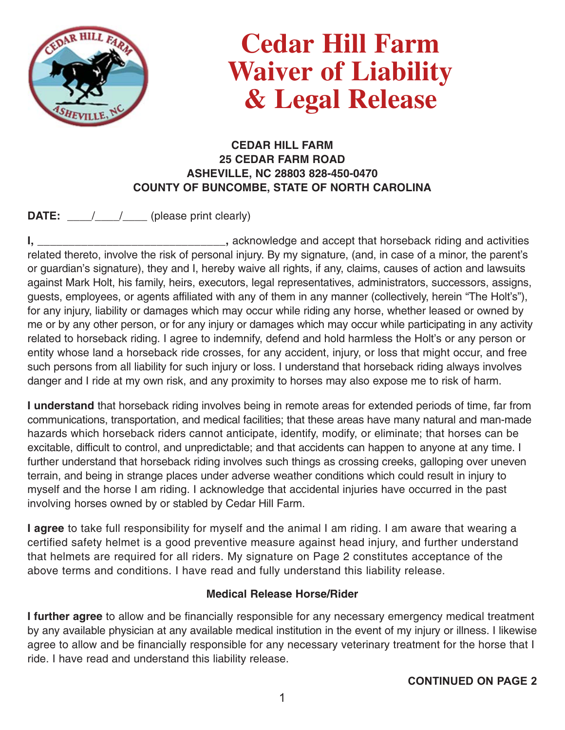# Cedar Hill Farm Waiver of Liability & Legal Release

**CEDAR HILL FARM**
**25 CEDAR FARM ROAD**
**ASHEVILLE, NC 28803 828-450-0470**
**COUNTY OF BUNCOMBE, STATE OF NORTH CAROLINA**

**DATE:** ____/____/____ (please print clearly)

**I, ______________________________,** acknowledge and accept that horseback riding and activities related thereto, involve the risk of personal injury. By my signature, (and, in case of a minor, the parent's or guardian's signature), they and I, hereby waive all rights, if any, claims, causes of action and lawsuits against Mark Holt, his family, heirs, executors, legal representatives, administrators, successors, assigns, guests, employees, or agents affiliated with any of them in any manner (collectively, herein "The Holt's"), for any injury, liability or damages which may occur while riding any horse, whether leased or owned by me or by any other person, or for any injury or damages which may occur while participating in any activity related to horseback riding. I agree to indemnify, defend and hold harmless the Holt's or any person or entity whose land a horseback ride crosses, for any accident, injury, or loss that might occur, and free such persons from all liability for such injury or loss. I understand that horseback riding always involves danger and I ride at my own risk, and any proximity to horses may also expose me to risk of harm.

**I understand** that horseback riding involves being in remote areas for extended periods of time, far from communications, transportation, and medical facilities; that these areas have many natural and man-made hazards which horseback riders cannot anticipate, identify, modify, or eliminate; that horses can be excitable, difficult to control, and unpredictable; and that accidents can happen to anyone at any time. I further understand that horseback riding involves such things as crossing creeks, galloping over uneven terrain, and being in strange places under adverse weather conditions which could result in injury to myself and the horse I am riding. I acknowledge that accidental injuries have occurred in the past involving horses owned by or stabled by Cedar Hill Farm.

**I agree** to take full responsibility for myself and the animal I am riding. I am aware that wearing a certified safety helmet is a good preventive measure against head injury, and further understand that helmets are required for all riders. My signature on Page 2 constitutes acceptance of the above terms and conditions. I have read and fully understand this liability release.

**Medical Release Horse/Rider**

**I further agree** to allow and be financially responsible for any necessary emergency medical treatment by any available physician at any available medical institution in the event of my injury or illness. I likewise agree to allow and be financially responsible for any necessary veterinary treatment for the horse that I ride. I have read and understand this liability release.

**CONTINUED ON PAGE 2**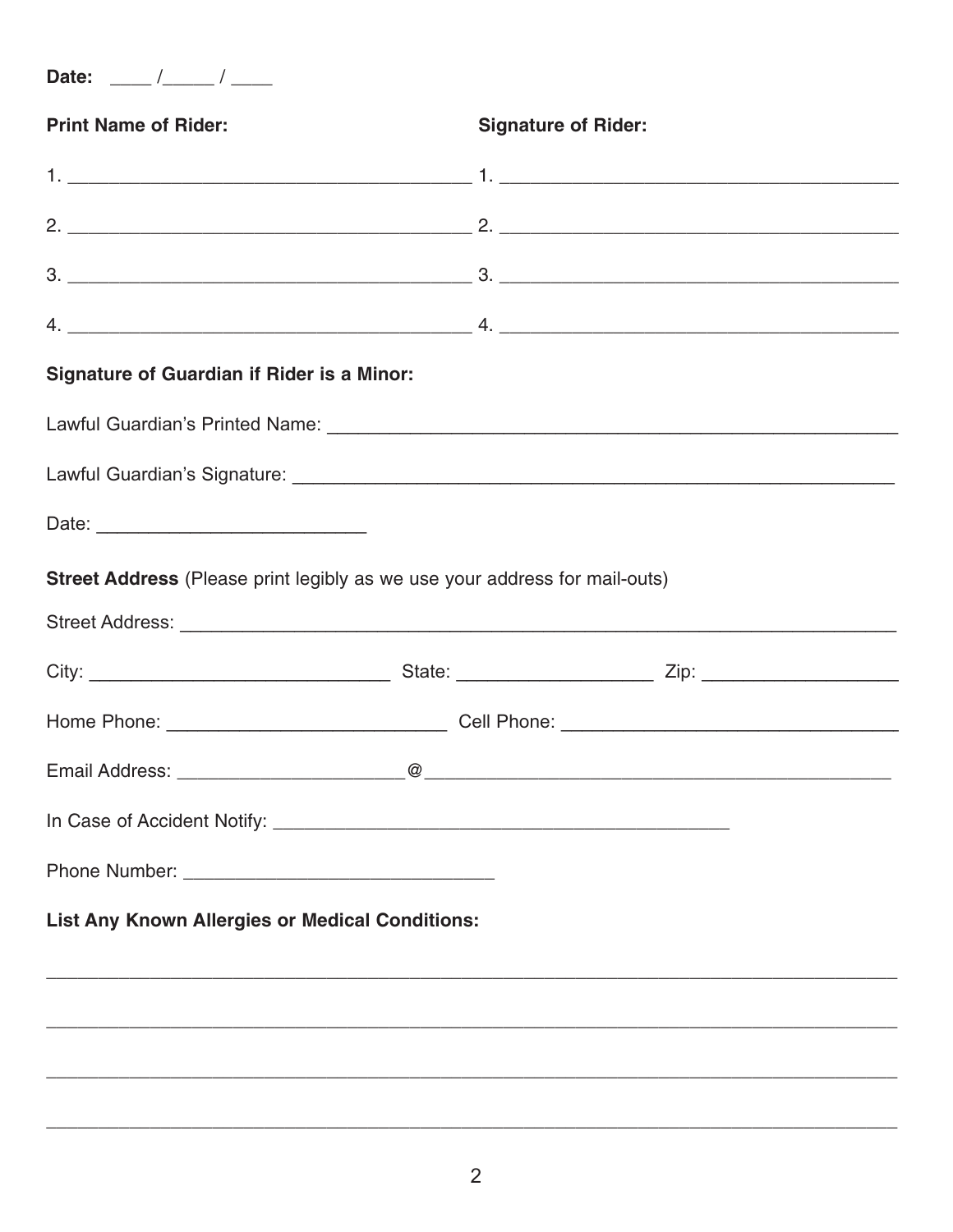**Date:** \_\_\_\_ /\_\_\_\_\_ / \_\_\_\_

| **Print Name of Rider:** | **Signature of Rider:** |
|---|---|
| 1. \_\_\_\_\_\_\_\_\_\_\_\_\_\_\_\_\_\_\_\_\_\_\_\_\_\_\_\_\_\_\_\_\_\_\_\_\_\_\_\_ | 1. \_\_\_\_\_\_\_\_\_\_\_\_\_\_\_\_\_\_\_\_\_\_\_\_\_\_\_\_\_\_\_\_\_\_\_\_\_\_\_\_ |
| 2. \_\_\_\_\_\_\_\_\_\_\_\_\_\_\_\_\_\_\_\_\_\_\_\_\_\_\_\_\_\_\_\_\_\_\_\_\_\_\_\_ | 2. \_\_\_\_\_\_\_\_\_\_\_\_\_\_\_\_\_\_\_\_\_\_\_\_\_\_\_\_\_\_\_\_\_\_\_\_\_\_\_\_ |
| 3. \_\_\_\_\_\_\_\_\_\_\_\_\_\_\_\_\_\_\_\_\_\_\_\_\_\_\_\_\_\_\_\_\_\_\_\_\_\_\_\_ | 3. \_\_\_\_\_\_\_\_\_\_\_\_\_\_\_\_\_\_\_\_\_\_\_\_\_\_\_\_\_\_\_\_\_\_\_\_\_\_\_\_ |
| 4. \_\_\_\_\_\_\_\_\_\_\_\_\_\_\_\_\_\_\_\_\_\_\_\_\_\_\_\_\_\_\_\_\_\_\_\_\_\_\_\_ | 4. \_\_\_\_\_\_\_\_\_\_\_\_\_\_\_\_\_\_\_\_\_\_\_\_\_\_\_\_\_\_\_\_\_\_\_\_\_\_\_\_ |

**Signature of Guardian if Rider is a Minor:**

Lawful Guardian's Printed Name: \_\_\_\_\_\_\_\_\_\_\_\_\_\_\_\_\_\_\_\_\_\_\_\_\_\_\_\_\_\_\_\_\_\_\_\_\_\_\_\_\_\_\_\_\_\_\_\_\_\_\_\_

Lawful Guardian's Signature: \_\_\_\_\_\_\_\_\_\_\_\_\_\_\_\_\_\_\_\_\_\_\_\_\_\_\_\_\_\_\_\_\_\_\_\_\_\_\_\_\_\_\_\_\_\_\_\_\_\_\_\_\_\_\_\_

Date: \_\_\_\_\_\_\_\_\_\_\_\_\_\_\_\_\_\_\_\_\_\_\_\_\_\_

**Street Address** (Please print legibly as we use your address for mail-outs)

Street Address: \_\_\_\_\_\_\_\_\_\_\_\_\_\_\_\_\_\_\_\_\_\_\_\_\_\_\_\_\_\_\_\_\_\_\_\_\_\_\_\_\_\_\_\_\_\_\_\_\_\_\_\_\_\_\_\_\_\_\_\_\_\_\_\_\_\_\_\_\_\_

City: \_\_\_\_\_\_\_\_\_\_\_\_\_\_\_\_\_\_\_\_\_\_\_\_\_\_\_\_\_\_ State: \_\_\_\_\_\_\_\_\_\_\_\_\_\_\_\_\_\_\_\_ Zip: \_\_\_\_\_\_\_\_\_\_\_\_\_\_\_\_\_\_\_\_

Home Phone: \_\_\_\_\_\_\_\_\_\_\_\_\_\_\_\_\_\_\_\_\_\_\_\_\_\_\_\_ Cell Phone: \_\_\_\_\_\_\_\_\_\_\_\_\_\_\_\_\_\_\_\_\_\_\_\_\_\_\_\_\_\_\_\_\_\_

Email Address: \_\_\_\_\_\_\_\_\_\_\_\_\_\_\_\_\_\_\_\_\_\_\_@\_\_\_\_\_\_\_\_\_\_\_\_\_\_\_\_\_\_\_\_\_\_\_\_\_\_\_\_\_\_\_\_\_\_\_\_\_\_\_\_\_\_\_\_\_\_\_\_

In Case of Accident Notify: \_\_\_\_\_\_\_\_\_\_\_\_\_\_\_\_\_\_\_\_\_\_\_\_\_\_\_\_\_\_\_\_\_\_\_\_\_\_\_\_\_\_\_\_\_\_

Phone Number: \_\_\_\_\_\_\_\_\_\_\_\_\_\_\_\_\_\_\_\_\_\_\_\_\_\_\_\_\_\_\_\_

**List Any Known Allergies or Medical Conditions:**

\_\_\_\_\_\_\_\_\_\_\_\_\_\_\_\_\_\_\_\_\_\_\_\_\_\_\_\_\_\_\_\_\_\_\_\_\_\_\_\_\_\_\_\_\_\_\_\_\_\_\_\_\_\_\_\_\_\_\_\_\_\_\_\_\_\_\_\_\_\_\_\_\_\_\_\_\_\_\_\_\_\_\_\_

\_\_\_\_\_\_\_\_\_\_\_\_\_\_\_\_\_\_\_\_\_\_\_\_\_\_\_\_\_\_\_\_\_\_\_\_\_\_\_\_\_\_\_\_\_\_\_\_\_\_\_\_\_\_\_\_\_\_\_\_\_\_\_\_\_\_\_\_\_\_\_\_\_\_\_\_\_\_\_\_\_\_\_\_

\_\_\_\_\_\_\_\_\_\_\_\_\_\_\_\_\_\_\_\_\_\_\_\_\_\_\_\_\_\_\_\_\_\_\_\_\_\_\_\_\_\_\_\_\_\_\_\_\_\_\_\_\_\_\_\_\_\_\_\_\_\_\_\_\_\_\_\_\_\_\_\_\_\_\_\_\_\_\_\_\_\_\_\_

\_\_\_\_\_\_\_\_\_\_\_\_\_\_\_\_\_\_\_\_\_\_\_\_\_\_\_\_\_\_\_\_\_\_\_\_\_\_\_\_\_\_\_\_\_\_\_\_\_\_\_\_\_\_\_\_\_\_\_\_\_\_\_\_\_\_\_\_\_\_\_\_\_\_\_\_\_\_\_\_\_\_\_\_